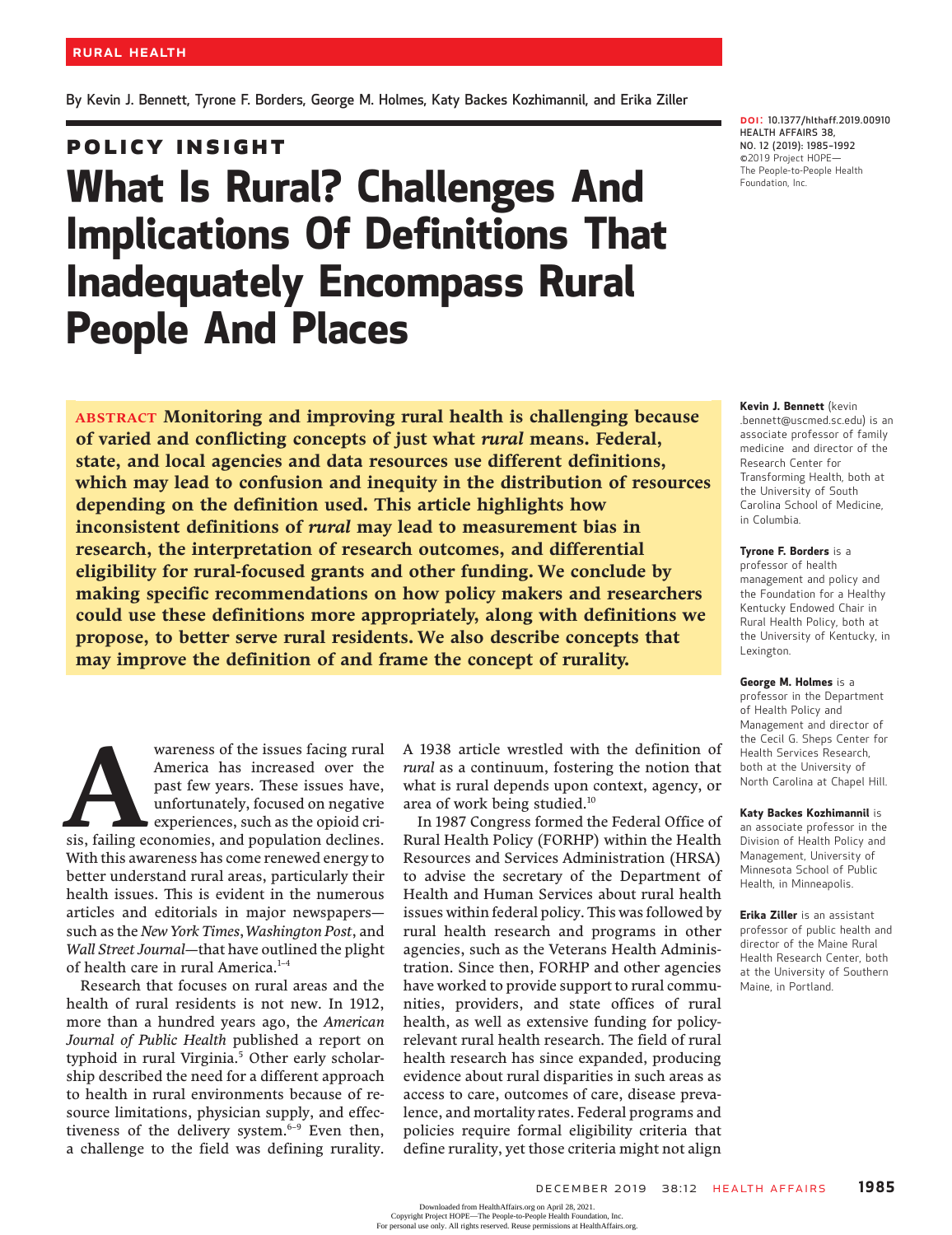RURAL HEALTH

By Kevin J. Bennett, Tyrone F. Borders, George M. Holmes, Katy Backes Kozhimannil, and Erika Ziller

DOI: 10.1377/hlthaff.2019.00910
HEALTH AFFAIRS 38, NO. 12 (2019): 1985–1992
©2019 Project HOPE— The People-to-People Health Foundation, Inc.

## POLICY INSIGHT

# What Is Rural? Challenges And Implications Of Definitions That Inadequately Encompass Rural People And Places

**ABSTRACT Monitoring and improving rural health is challenging because of varied and conflicting concepts of just what *rural* means. Federal, state, and local agencies and data resources use different definitions, which may lead to confusion and inequity in the distribution of resources depending on the definition used. This article highlights how inconsistent definitions of *rural* may lead to measurement bias in research, the interpretation of research outcomes, and differential eligibility for rural-focused grants and other funding. We conclude by making specific recommendations on how policy makers and researchers could use these definitions more appropriately, along with definitions we propose, to better serve rural residents. We also describe concepts that may improve the definition of and frame the concept of rurality.**

**Kevin J. Bennett** (kevin.bennett@uscmed.sc.edu) is an associate professor of family medicine and director of the Research Center for Transforming Health, both at the University of South Carolina School of Medicine, in Columbia.

**Tyrone F. Borders** is a professor of health management and policy and the Foundation for a Healthy Kentucky Endowed Chair in Rural Health Policy, both at the University of Kentucky, in Lexington.

**George M. Holmes** is a professor in the Department of Health Policy and Management and director of the Cecil G. Sheps Center for Health Services Research, both at the University of North Carolina at Chapel Hill.

**Katy Backes Kozhimannil** is an associate professor in the Division of Health Policy and Management, University of Minnesota School of Public Health, in Minneapolis.

**Erika Ziller** is an assistant professor of public health and director of the Maine Rural Health Research Center, both at the University of Southern Maine, in Portland.

Awareness of the issues facing rural America has increased over the past few years. These issues have, unfortunately, focused on negative experiences, such as the opioid crisis, failing economies, and population declines. With this awareness has come renewed energy to better understand rural areas, particularly their health issues. This is evident in the numerous articles and editorials in major newspapers—such as the *New York Times*, *Washington Post*, and *Wall Street Journal*—that have outlined the plight of health care in rural America.[1–4]

Research that focuses on rural areas and the health of rural residents is not new. In 1912, more than a hundred years ago, the *American Journal of Public Health* published a report on typhoid in rural Virginia.[5] Other early scholarship described the need for a different approach to health in rural environments because of resource limitations, physician supply, and effectiveness of the delivery system.[6–9] Even then, a challenge to the field was defining rurality. A 1938 article wrestled with the definition of *rural* as a continuum, fostering the notion that what is rural depends upon context, agency, or area of work being studied.[10]

In 1987 Congress formed the Federal Office of Rural Health Policy (FORHP) within the Health Resources and Services Administration (HRSA) to advise the secretary of the Department of Health and Human Services about rural health issues within federal policy. This was followed by rural health research and programs in other agencies, such as the Veterans Health Administration. Since then, FORHP and other agencies have worked to provide support to rural communities, providers, and state offices of rural health, as well as extensive funding for policy-relevant rural health research. The field of rural health research has since expanded, producing evidence about rural disparities in such areas as access to care, outcomes of care, disease prevalence, and mortality rates. Federal programs and policies require formal eligibility criteria that define rurality, yet those criteria might not align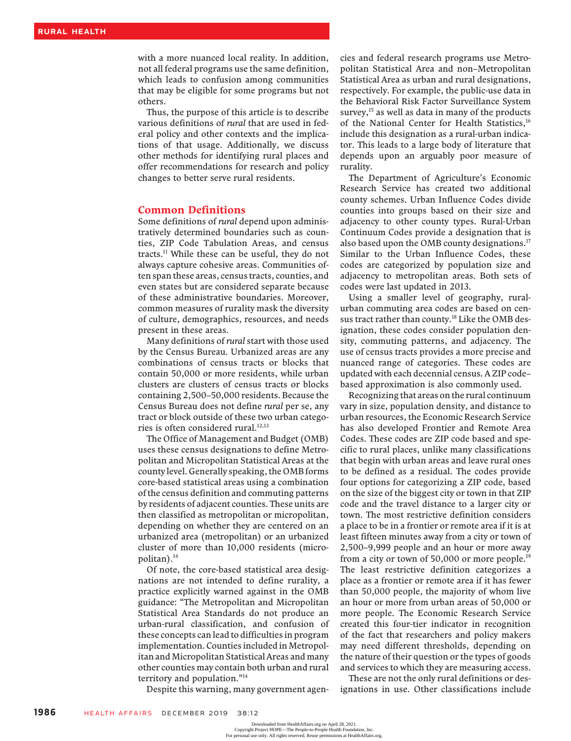with a more nuanced local reality. In addition, not all federal programs use the same definition, which leads to confusion among communities that may be eligible for some programs but not others.

Thus, the purpose of this article is to describe various definitions of *rural* that are used in federal policy and other contexts and the implications of that usage. Additionally, we discuss other methods for identifying rural places and offer recommendations for research and policy changes to better serve rural residents.

## Common Definitions

Some definitions of *rural* depend upon administratively determined boundaries such as counties, ZIP Code Tabulation Areas, and census tracts.[11] While these can be useful, they do not always capture cohesive areas. Communities often span these areas, census tracts, counties, and even states but are considered separate because of these administrative boundaries. Moreover, common measures of rurality mask the diversity of culture, demographics, resources, and needs present in these areas.

Many definitions of *rural* start with those used by the Census Bureau. Urbanized areas are any combinations of census tracts or blocks that contain 50,000 or more residents, while urban clusters are clusters of census tracts or blocks containing 2,500–50,000 residents. Because the Census Bureau does not define *rural* per se, any tract or block outside of these two urban categories is often considered rural.[12,13]

The Office of Management and Budget (OMB) uses these census designations to define Metropolitan and Micropolitan Statistical Areas at the county level. Generally speaking, the OMB forms core-based statistical areas using a combination of the census definition and commuting patterns by residents of adjacent counties. These units are then classified as metropolitan or micropolitan, depending on whether they are centered on an urbanized area (metropolitan) or an urbanized cluster of more than 10,000 residents (micropolitan).[14]

Of note, the core-based statistical area designations are not intended to define rurality, a practice explicitly warned against in the OMB guidance: "The Metropolitan and Micropolitan Statistical Area Standards do not produce an urban-rural classification, and confusion of these concepts can lead to difficulties in program implementation. Counties included in Metropolitan and Micropolitan Statistical Areas and many other counties may contain both urban and rural territory and population."[14]

Despite this warning, many government agencies and federal research programs use Metropolitan Statistical Area and non–Metropolitan Statistical Area as urban and rural designations, respectively. For example, the public-use data in the Behavioral Risk Factor Surveillance System survey,[15] as well as data in many of the products of the National Center for Health Statistics,[16] include this designation as a rural-urban indicator. This leads to a large body of literature that depends upon an arguably poor measure of rurality.

The Department of Agriculture's Economic Research Service has created two additional county schemes. Urban Influence Codes divide counties into groups based on their size and adjacency to other county types. Rural-Urban Continuum Codes provide a designation that is also based upon the OMB county designations.[17] Similar to the Urban Influence Codes, these codes are categorized by population size and adjacency to metropolitan areas. Both sets of codes were last updated in 2013.

Using a smaller level of geography, rural-urban commuting area codes are based on census tract rather than county.[18] Like the OMB designation, these codes consider population density, commuting patterns, and adjacency. The use of census tracts provides a more precise and nuanced range of categories. These codes are updated with each decennial census. A ZIP code–based approximation is also commonly used.

Recognizing that areas on the rural continuum vary in size, population density, and distance to urban resources, the Economic Research Service has also developed Frontier and Remote Area Codes. These codes are ZIP code based and specific to rural places, unlike many classifications that begin with urban areas and leave rural ones to be defined as a residual. The codes provide four options for categorizing a ZIP code, based on the size of the biggest city or town in that ZIP code and the travel distance to a larger city or town. The most restrictive definition considers a place to be in a frontier or remote area if it is at least fifteen minutes away from a city or town of 2,500–9,999 people and an hour or more away from a city or town of 50,000 or more people.[19] The least restrictive definition categorizes a place as a frontier or remote area if it has fewer than 50,000 people, the majority of whom live an hour or more from urban areas of 50,000 or more people. The Economic Research Service created this four-tier indicator in recognition of the fact that researchers and policy makers may need different thresholds, depending on the nature of their question or the types of goods and services to which they are measuring access.

These are not the only rural definitions or designations in use. Other classifications include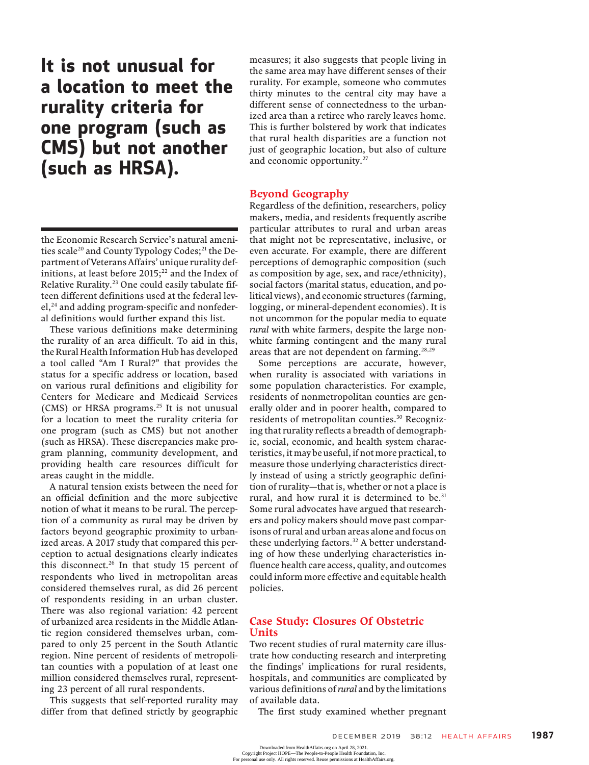**It is not unusual for a location to meet the rurality criteria for one program (such as CMS) but not another (such as HRSA).**

the Economic Research Service's natural amenities scale[20] and County Typology Codes;[21] the Department of Veterans Affairs' unique rurality definitions, at least before 2015;[22] and the Index of Relative Rurality.[23] One could easily tabulate fifteen different definitions used at the federal level,[24] and adding program-specific and nonfederal definitions would further expand this list.

These various definitions make determining the rurality of an area difficult. To aid in this, the Rural Health Information Hub has developed a tool called "Am I Rural?" that provides the status for a specific address or location, based on various rural definitions and eligibility for Centers for Medicare and Medicaid Services (CMS) or HRSA programs.[25] It is not unusual for a location to meet the rurality criteria for one program (such as CMS) but not another (such as HRSA). These discrepancies make program planning, community development, and providing health care resources difficult for areas caught in the middle.

A natural tension exists between the need for an official definition and the more subjective notion of what it means to be rural. The perception of a community as rural may be driven by factors beyond geographic proximity to urbanized areas. A 2017 study that compared this perception to actual designations clearly indicates this disconnect.[26] In that study 15 percent of respondents who lived in metropolitan areas considered themselves rural, as did 26 percent of respondents residing in an urban cluster. There was also regional variation: 42 percent of urbanized area residents in the Middle Atlantic region considered themselves urban, compared to only 25 percent in the South Atlantic region. Nine percent of residents of metropolitan counties with a population of at least one million considered themselves rural, representing 23 percent of all rural respondents.

This suggests that self-reported rurality may differ from that defined strictly by geographic measures; it also suggests that people living in the same area may have different senses of their rurality. For example, someone who commutes thirty minutes to the central city may have a different sense of connectedness to the urbanized area than a retiree who rarely leaves home. This is further bolstered by work that indicates that rural health disparities are a function not just of geographic location, but also of culture and economic opportunity.[27]

## Beyond Geography

Regardless of the definition, researchers, policy makers, media, and residents frequently ascribe particular attributes to rural and urban areas that might not be representative, inclusive, or even accurate. For example, there are different perceptions of demographic composition (such as composition by age, sex, and race/ethnicity), social factors (marital status, education, and political views), and economic structures (farming, logging, or mineral-dependent economies). It is not uncommon for the popular media to equate *rural* with white farmers, despite the large nonwhite farming contingent and the many rural areas that are not dependent on farming.[28,29]

Some perceptions are accurate, however, when rurality is associated with variations in some population characteristics. For example, residents of nonmetropolitan counties are generally older and in poorer health, compared to residents of metropolitan counties.[30] Recognizing that rurality reflects a breadth of demographic, social, economic, and health system characteristics, it may be useful, if not more practical, to measure those underlying characteristics directly instead of using a strictly geographic definition of rurality—that is, whether or not a place is rural, and how rural it is determined to be.[31] Some rural advocates have argued that researchers and policy makers should move past comparisons of rural and urban areas alone and focus on these underlying factors.[32] A better understanding of how these underlying characteristics influence health care access, quality, and outcomes could inform more effective and equitable health policies.

## Case Study: Closures Of Obstetric Units

Two recent studies of rural maternity care illustrate how conducting research and interpreting the findings' implications for rural residents, hospitals, and communities are complicated by various definitions of *rural* and by the limitations of available data.

The first study examined whether pregnant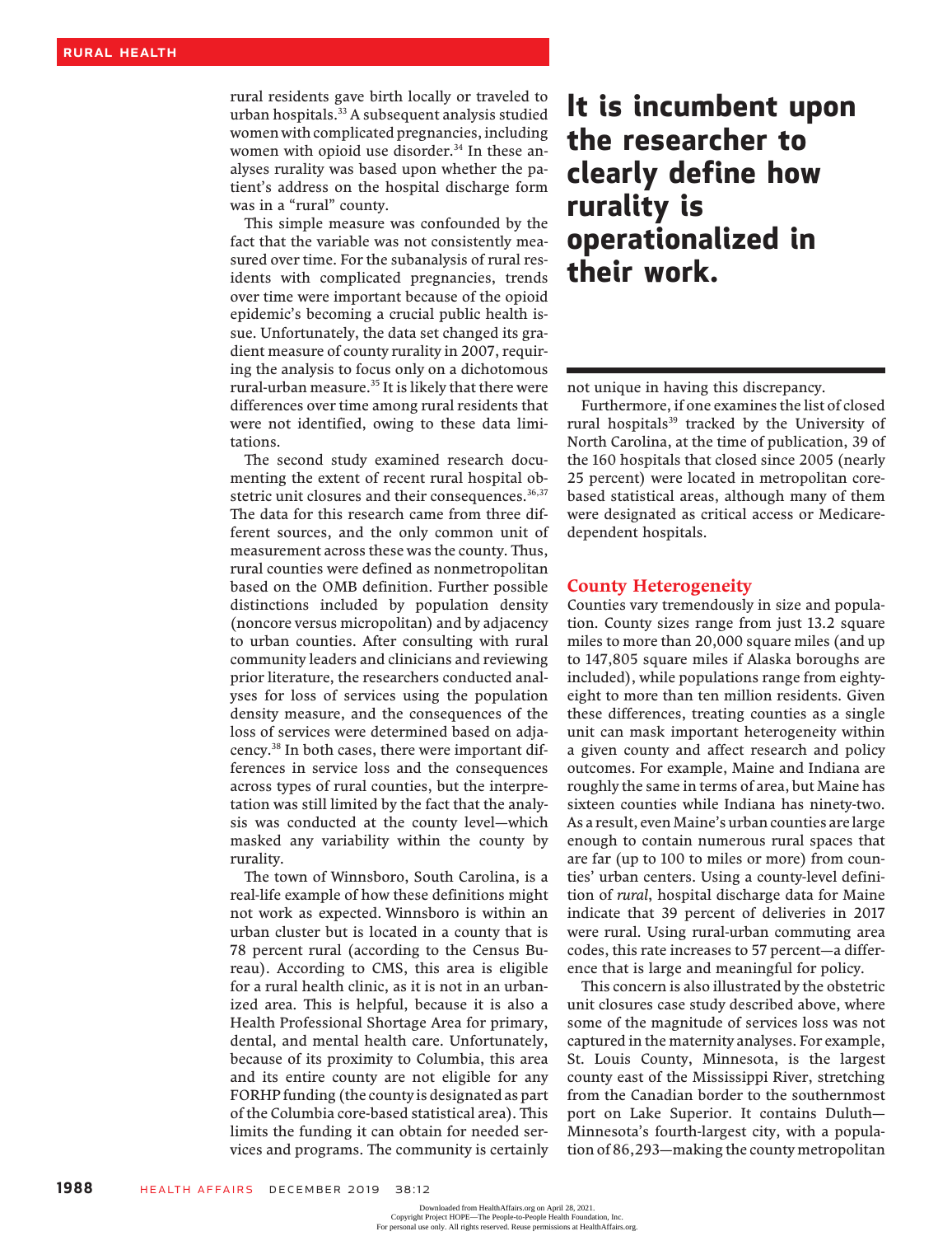rural residents gave birth locally or traveled to urban hospitals.[33] A subsequent analysis studied women with complicated pregnancies, including women with opioid use disorder.[34] In these analyses rurality was based upon whether the patient's address on the hospital discharge form was in a "rural" county.

This simple measure was confounded by the fact that the variable was not consistently measured over time. For the subanalysis of rural residents with complicated pregnancies, trends over time were important because of the opioid epidemic's becoming a crucial public health issue. Unfortunately, the data set changed its gradient measure of county rurality in 2007, requiring the analysis to focus only on a dichotomous rural-urban measure.[35] It is likely that there were differences over time among rural residents that were not identified, owing to these data limitations.

The second study examined research documenting the extent of recent rural hospital obstetric unit closures and their consequences.[36,37] The data for this research came from three different sources, and the only common unit of measurement across these was the county. Thus, rural counties were defined as nonmetropolitan based on the OMB definition. Further possible distinctions included by population density (noncore versus micropolitan) and by adjacency to urban counties. After consulting with rural community leaders and clinicians and reviewing prior literature, the researchers conducted analyses for loss of services using the population density measure, and the consequences of the loss of services were determined based on adjacency.[38] In both cases, there were important differences in service loss and the consequences across types of rural counties, but the interpretation was still limited by the fact that the analysis was conducted at the county level—which masked any variability within the county by rurality.

The town of Winnsboro, South Carolina, is a real-life example of how these definitions might not work as expected. Winnsboro is within an urban cluster but is located in a county that is 78 percent rural (according to the Census Bureau). According to CMS, this area is eligible for a rural health clinic, as it is not in an urbanized area. This is helpful, because it is also a Health Professional Shortage Area for primary, dental, and mental health care. Unfortunately, because of its proximity to Columbia, this area and its entire county are not eligible for any FORHP funding (the county is designated as part of the Columbia core-based statistical area). This limits the funding it can obtain for needed services and programs. The community is certainly not unique in having this discrepancy.

**It is incumbent upon the researcher to clearly define how rurality is operationalized in their work.**

Furthermore, if one examines the list of closed rural hospitals[39] tracked by the University of North Carolina, at the time of publication, 39 of the 160 hospitals that closed since 2005 (nearly 25 percent) were located in metropolitan core-based statistical areas, although many of them were designated as critical access or Medicare-dependent hospitals.

## County Heterogeneity

Counties vary tremendously in size and population. County sizes range from just 13.2 square miles to more than 20,000 square miles (and up to 147,805 square miles if Alaska boroughs are included), while populations range from eighty-eight to more than ten million residents. Given these differences, treating counties as a single unit can mask important heterogeneity within a given county and affect research and policy outcomes. For example, Maine and Indiana are roughly the same in terms of area, but Maine has sixteen counties while Indiana has ninety-two. As a result, even Maine's urban counties are large enough to contain numerous rural spaces that are far (up to 100 to miles or more) from counties' urban centers. Using a county-level definition of *rural*, hospital discharge data for Maine indicate that 39 percent of deliveries in 2017 were rural. Using rural-urban commuting area codes, this rate increases to 57 percent—a difference that is large and meaningful for policy.

This concern is also illustrated by the obstetric unit closures case study described above, where some of the magnitude of services loss was not captured in the maternity analyses. For example, St. Louis County, Minnesota, is the largest county east of the Mississippi River, stretching from the Canadian border to the southernmost port on Lake Superior. It contains Duluth—Minnesota's fourth-largest city, with a population of 86,293—making the county metropolitan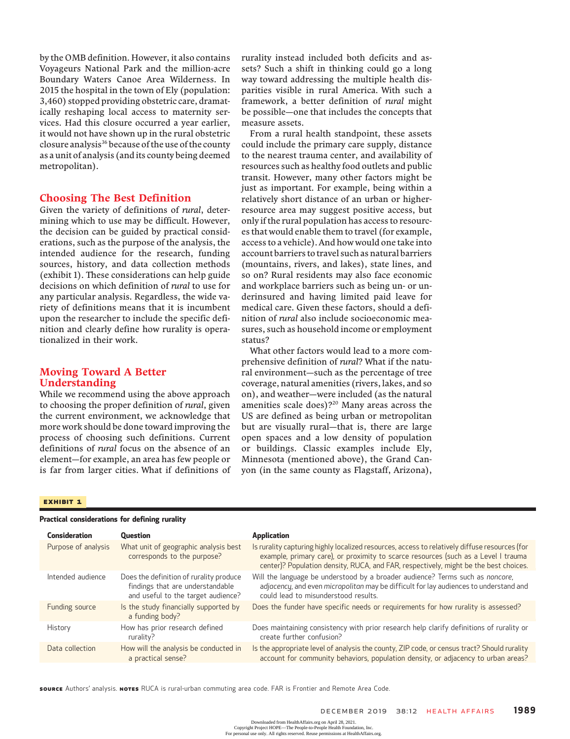by the OMB definition. However, it also contains Voyageurs National Park and the million-acre Boundary Waters Canoe Area Wilderness. In 2015 the hospital in the town of Ely (population: 3,460) stopped providing obstetric care, dramatically reshaping local access to maternity services. Had this closure occurred a year earlier, it would not have shown up in the rural obstetric closure analysis[36] because of the use of the county as a unit of analysis (and its county being deemed metropolitan).

## Choosing The Best Definition

Given the variety of definitions of *rural*, determining which to use may be difficult. However, the decision can be guided by practical considerations, such as the purpose of the analysis, the intended audience for the research, funding sources, history, and data collection methods (exhibit 1). These considerations can help guide decisions on which definition of *rural* to use for any particular analysis. Regardless, the wide variety of definitions means that it is incumbent upon the researcher to include the specific definition and clearly define how rurality is operationalized in their work.

## Moving Toward A Better Understanding

While we recommend using the above approach to choosing the proper definition of *rural*, given the current environment, we acknowledge that more work should be done toward improving the process of choosing such definitions. Current definitions of *rural* focus on the absence of an element—for example, an area has few people or is far from larger cities. What if definitions of rurality instead included both deficits and assets? Such a shift in thinking could go a long way toward addressing the multiple health disparities visible in rural America. With such a framework, a better definition of *rural* might be possible—one that includes the concepts that measure assets.

From a rural health standpoint, these assets could include the primary care supply, distance to the nearest trauma center, and availability of resources such as healthy food outlets and public transit. However, many other factors might be just as important. For example, being within a relatively short distance of an urban or higher-resource area may suggest positive access, but only if the rural population has access to resources that would enable them to travel (for example, access to a vehicle). And how would one take into account barriers to travel such as natural barriers (mountains, rivers, and lakes), state lines, and so on? Rural residents may also face economic and workplace barriers such as being un- or underinsured and having limited paid leave for medical care. Given these factors, should a definition of *rural* also include socioeconomic measures, such as household income or employment status?

What other factors would lead to a more comprehensive definition of *rural*? What if the natural environment—such as the percentage of tree coverage, natural amenities (rivers, lakes, and so on), and weather—were included (as the natural amenities scale does)?[20] Many areas across the US are defined as being urban or metropolitan but are visually rural—that is, there are large open spaces and a low density of population or buildings. Classic examples include Ely, Minnesota (mentioned above), the Grand Canyon (in the same county as Flagstaff, Arizona),

**EXHIBIT 1**

**Practical considerations for defining rurality**

| Consideration | Question | Application |
|---|---|---|
| Purpose of analysis | What unit of geographic analysis best corresponds to the purpose? | Is rurality capturing highly localized resources, access to relatively diffuse resources (for example, primary care), or proximity to scarce resources (such as a Level I trauma center)? Population density, RUCA, and FAR, respectively, might be the best choices. |
| Intended audience | Does the definition of rurality produce findings that are understandable and useful to the target audience? | Will the language be understood by a broader audience? Terms such as *noncore*, *adjacency*, and even *micropolitan* may be difficult for lay audiences to understand and could lead to misunderstood results. |
| Funding source | Is the study financially supported by a funding body? | Does the funder have specific needs or requirements for how rurality is assessed? |
| History | How has prior research defined rurality? | Does maintaining consistency with prior research help clarify definitions of rurality or create further confusion? |
| Data collection | How will the analysis be conducted in a practical sense? | Is the appropriate level of analysis the county, ZIP code, or census tract? Should rurality account for community behaviors, population density, or adjacency to urban areas? |

**SOURCE** Authors' analysis. **NOTES** RUCA is rural-urban commuting area code. FAR is Frontier and Remote Area Code.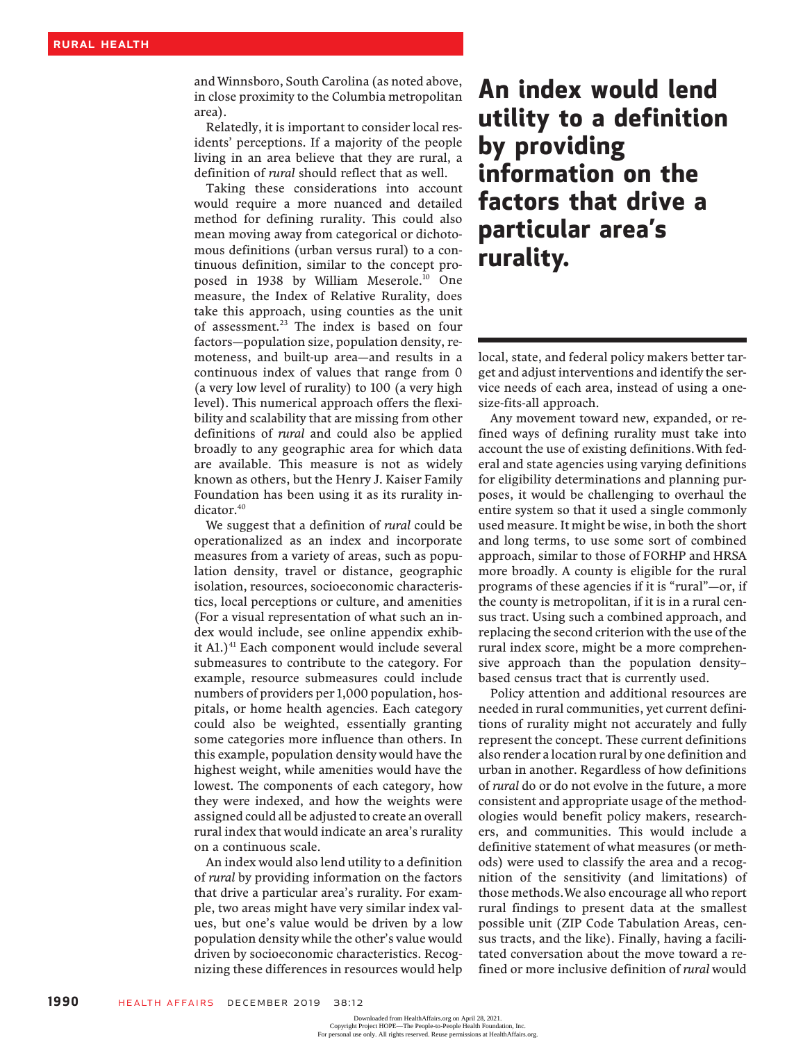and Winnsboro, South Carolina (as noted above, in close proximity to the Columbia metropolitan area).

Relatedly, it is important to consider local residents' perceptions. If a majority of the people living in an area believe that they are rural, a definition of *rural* should reflect that as well.

Taking these considerations into account would require a more nuanced and detailed method for defining rurality. This could also mean moving away from categorical or dichotomous definitions (urban versus rural) to a continuous definition, similar to the concept proposed in 1938 by William Meserole.[10] One measure, the Index of Relative Rurality, does take this approach, using counties as the unit of assessment.[23] The index is based on four factors—population size, population density, remoteness, and built-up area—and results in a continuous index of values that range from 0 (a very low level of rurality) to 100 (a very high level). This numerical approach offers the flexibility and scalability that are missing from other definitions of *rural* and could also be applied broadly to any geographic area for which data are available. This measure is not as widely known as others, but the Henry J. Kaiser Family Foundation has been using it as its rurality indicator.[40]

We suggest that a definition of *rural* could be operationalized as an index and incorporate measures from a variety of areas, such as population density, travel or distance, geographic isolation, resources, socioeconomic characteristics, local perceptions or culture, and amenities (For a visual representation of what such an index would include, see online appendix exhibit A1.)[41] Each component would include several submeasures to contribute to the category. For example, resource submeasures could include numbers of providers per 1,000 population, hospitals, or home health agencies. Each category could also be weighted, essentially granting some categories more influence than others. In this example, population density would have the highest weight, while amenities would have the lowest. The components of each category, how they were indexed, and how the weights were assigned could all be adjusted to create an overall rural index that would indicate an area's rurality on a continuous scale.

An index would also lend utility to a definition of *rural* by providing information on the factors that drive a particular area's rurality. For example, two areas might have very similar index values, but one's value would be driven by a low population density while the other's value would driven by socioeconomic characteristics. Recognizing these differences in resources would help local, state, and federal policy makers better target and adjust interventions and identify the service needs of each area, instead of using a one-size-fits-all approach.

**An index would lend utility to a definition by providing information on the factors that drive a particular area's rurality.**

Any movement toward new, expanded, or refined ways of defining rurality must take into account the use of existing definitions. With federal and state agencies using varying definitions for eligibility determinations and planning purposes, it would be challenging to overhaul the entire system so that it used a single commonly used measure. It might be wise, in both the short and long terms, to use some sort of combined approach, similar to those of FORHP and HRSA more broadly. A county is eligible for the rural programs of these agencies if it is "rural"—or, if the county is metropolitan, if it is in a rural census tract. Using such a combined approach, and replacing the second criterion with the use of the rural index score, might be a more comprehensive approach than the population density–based census tract that is currently used.

Policy attention and additional resources are needed in rural communities, yet current definitions of rurality might not accurately and fully represent the concept. These current definitions also render a location rural by one definition and urban in another. Regardless of how definitions of *rural* do or do not evolve in the future, a more consistent and appropriate usage of the methodologies would benefit policy makers, researchers, and communities. This would include a definitive statement of what measures (or methods) were used to classify the area and a recognition of the sensitivity (and limitations) of those methods. We also encourage all who report rural findings to present data at the smallest possible unit (ZIP Code Tabulation Areas, census tracts, and the like). Finally, having a facilitated conversation about the move toward a refined or more inclusive definition of *rural* would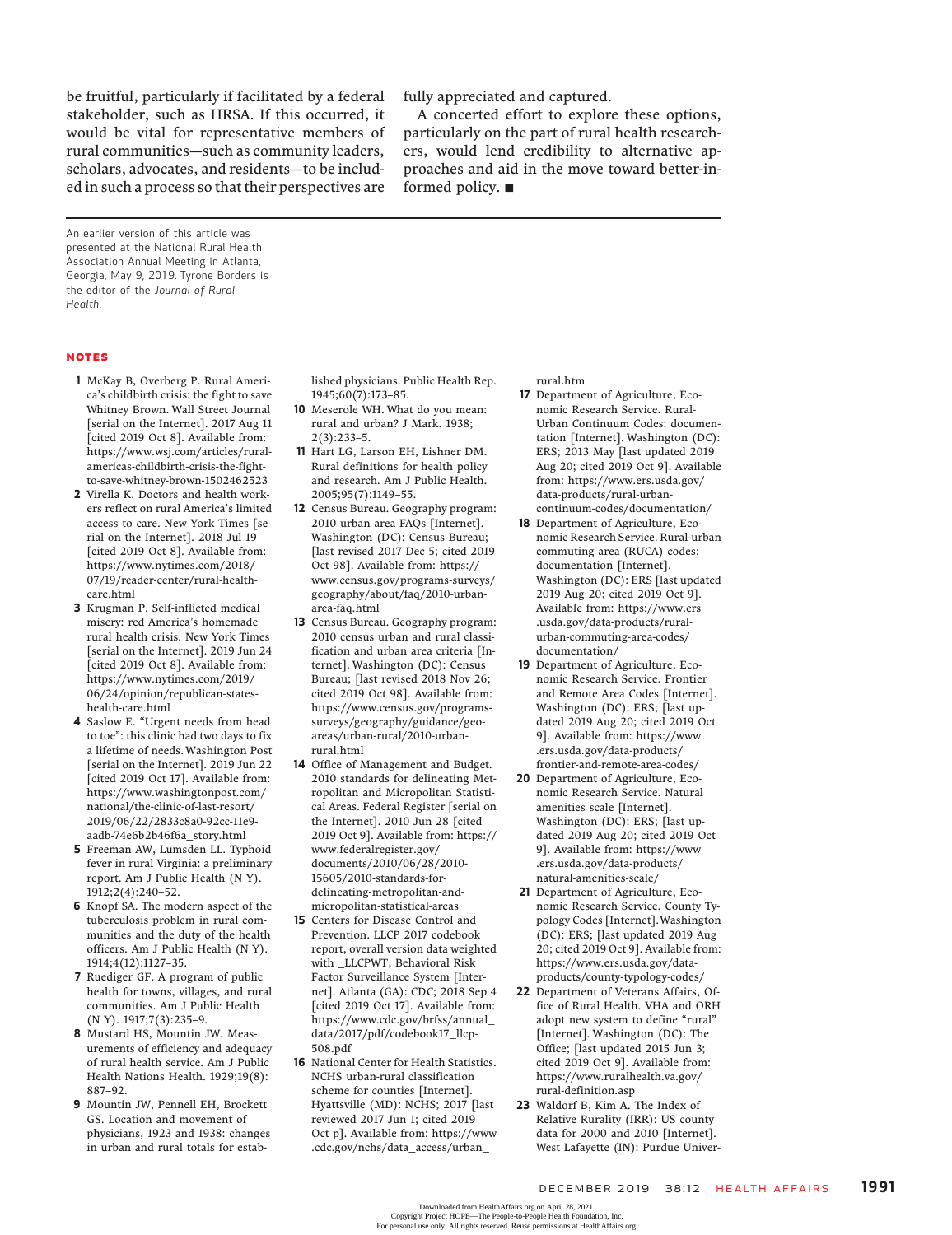be fruitful, particularly if facilitated by a federal stakeholder, such as HRSA. If this occurred, it would be vital for representative members of rural communities—such as community leaders, scholars, advocates, and residents—to be included in such a process so that their perspectives are fully appreciated and captured.

A concerted effort to explore these options, particularly on the part of rural health researchers, would lend credibility to alternative approaches and aid in the move toward better-informed policy. ■

An earlier version of this article was presented at the National Rural Health Association Annual Meeting in Atlanta, Georgia, May 9, 2019. Tyrone Borders is the editor of the *Journal of Rural Health*.

## NOTES

1. McKay B, Overberg P. Rural America's childbirth crisis: the fight to save Whitney Brown. Wall Street Journal [serial on the Internet]. 2017 Aug 11 [cited 2019 Oct 8]. Available from: https://www.wsj.com/articles/rural-americas-childbirth-crisis-the-fight-to-save-whitney-brown-1502462523
2. Virella K. Doctors and health workers reflect on rural America's limited access to care. New York Times [serial on the Internet]. 2018 Jul 19 [cited 2019 Oct 8]. Available from: https://www.nytimes.com/2018/07/19/reader-center/rural-health-care.html
3. Krugman P. Self-inflicted medical misery: red America's homemade rural health crisis. New York Times [serial on the Internet]. 2019 Jun 24 [cited 2019 Oct 8]. Available from: https://www.nytimes.com/2019/06/24/opinion/republican-states-health-care.html
4. Saslow E. "Urgent needs from head to toe": this clinic had two days to fix a lifetime of needs. Washington Post [serial on the Internet]. 2019 Jun 22 [cited 2019 Oct 17]. Available from: https://www.washingtonpost.com/national/the-clinic-of-last-resort/2019/06/22/2833c8a0-92cc-11e9-aadb-74e6b2b46f6a_story.html
5. Freeman AW, Lumsden LL. Typhoid fever in rural Virginia: a preliminary report. Am J Public Health (N Y). 1912;2(4):240–52.
6. Knopf SA. The modern aspect of the tuberculosis problem in rural communities and the duty of the health officers. Am J Public Health (N Y). 1914;4(12):1127–35.
7. Ruediger GF. A program of public health for towns, villages, and rural communities. Am J Public Health (N Y). 1917;7(3):235–9.
8. Mustard HS, Mountin JW. Measurements of efficiency and adequacy of rural health service. Am J Public Health Nations Health. 1929;19(8):887–92.
9. Mountin JW, Pennell EH, Brockett GS. Location and movement of physicians, 1923 and 1938: changes in urban and rural totals for established physicians. Public Health Rep. 1945;60(7):173–85.
10. Meserole WH. What do you mean: rural and urban? J Mark. 1938;2(3):233–5.
11. Hart LG, Larson EH, Lishner DM. Rural definitions for health policy and research. Am J Public Health. 2005;95(7):1149–55.
12. Census Bureau. Geography program: 2010 urban area FAQs [Internet]. Washington (DC): Census Bureau; [last revised 2017 Dec 5; cited 2019 Oct 98]. Available from: https://www.census.gov/programs-surveys/geography/about/faq/2010-urban-area-faq.html
13. Census Bureau. Geography program: 2010 census urban and rural classification and urban area criteria [Internet]. Washington (DC): Census Bureau; [last revised 2018 Nov 26; cited 2019 Oct 98]. Available from: https://www.census.gov/programs-surveys/geography/guidance/geo-areas/urban-rural/2010-urban-rural.html
14. Office of Management and Budget. 2010 standards for delineating Metropolitan and Micropolitan Statistical Areas. Federal Register [serial on the Internet]. 2010 Jun 28 [cited 2019 Oct 9]. Available from: https://www.federalregister.gov/documents/2010/06/28/2010-15605/2010-standards-for-delineating-metropolitan-and-micropolitan-statistical-areas
15. Centers for Disease Control and Prevention. LLCP 2017 codebook report, overall version data weighted with _LLCPWT, Behavioral Risk Factor Surveillance System [Internet]. Atlanta (GA): CDC; 2018 Sep 4 [cited 2019 Oct 17]. Available from: https://www.cdc.gov/brfss/annual_data/2017/pdf/codebook17_llcp-508.pdf
16. National Center for Health Statistics. NCHS urban-rural classification scheme for counties [Internet]. Hyattsville (MD): NCHS; 2017 [last reviewed 2017 Jun 1; cited 2019 Oct p]. Available from: https://www.cdc.gov/nchs/data_access/urban_rural.htm
17. Department of Agriculture, Economic Research Service. Rural-Urban Continuum Codes: documentation [Internet]. Washington (DC): ERS; 2013 May [last updated 2019 Aug 20; cited 2019 Oct 9]. Available from: https://www.ers.usda.gov/data-products/rural-urban-continuum-codes/documentation/
18. Department of Agriculture, Economic Research Service. Rural-urban commuting area (RUCA) codes: documentation [Internet]. Washington (DC): ERS [last updated 2019 Aug 20; cited 2019 Oct 9]. Available from: https://www.ers.usda.gov/data-products/rural-urban-commuting-area-codes/documentation/
19. Department of Agriculture, Economic Research Service. Frontier and Remote Area Codes [Internet]. Washington (DC): ERS; [last updated 2019 Aug 20; cited 2019 Oct 9]. Available from: https://www.ers.usda.gov/data-products/frontier-and-remote-area-codes/
20. Department of Agriculture, Economic Research Service. Natural amenities scale [Internet]. Washington (DC): ERS; [last updated 2019 Aug 20; cited 2019 Oct 9]. Available from: https://www.ers.usda.gov/data-products/natural-amenities-scale/
21. Department of Agriculture, Economic Research Service. County Typology Codes [Internet]. Washington (DC): ERS; [last updated 2019 Aug 20; cited 2019 Oct 9]. Available from: https://www.ers.usda.gov/data-products/county-typology-codes/
22. Department of Veterans Affairs, Office of Rural Health. VHA and ORH adopt new system to define "rural" [Internet]. Washington (DC): The Office; [last updated 2015 Jun 3; cited 2019 Oct 9]. Available from: https://www.ruralhealth.va.gov/rural-definition.asp
23. Waldorf B, Kim A. The Index of Relative Rurality (IRR): US county data for 2000 and 2010 [Internet]. West Lafayette (IN): Purdue Univer-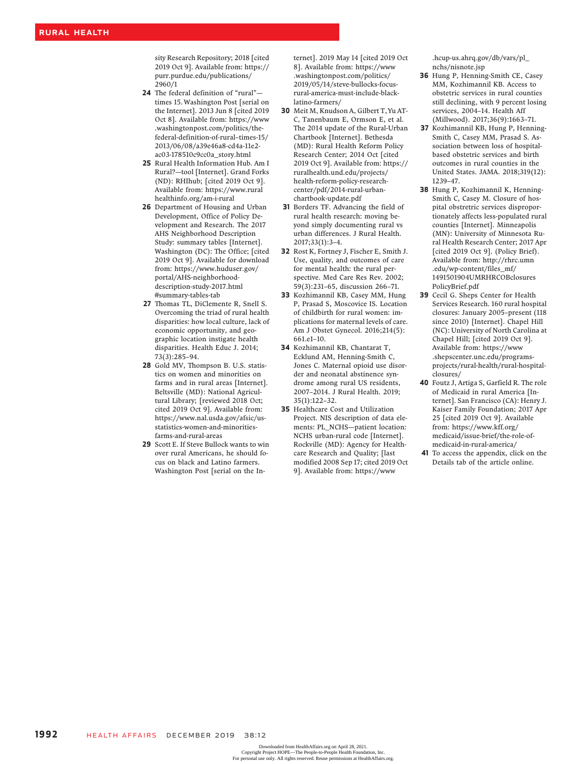sity Research Repository; 2018 [cited 2019 Oct 9]. Available from: https://purr.purdue.edu/publications/2960/1

24 The federal definition of "rural"—times 15. Washington Post [serial on the Internet]. 2013 Jun 8 [cited 2019 Oct 8]. Available from: https://www.washingtonpost.com/politics/the-federal-definition-of-rural–times-15/2013/06/08/a39e46a8-cd4a-11e2-ac03-178510c9cc0a_story.html

25 Rural Health Information Hub. Am I Rural?—tool [Internet]. Grand Forks (ND): RHIhub; [cited 2019 Oct 9]. Available from: https://www.ruralhealthinfo.org/am-i-rural

26 Department of Housing and Urban Development, Office of Policy Development and Research. The 2017 AHS Neighborhood Description Study: summary tables [Internet]. Washington (DC): The Office; [cited 2019 Oct 9]. Available for download from: https://www.huduser.gov/portal/AHS-neighborhood-description-study-2017.html#summary-tables-tab

27 Thomas TL, DiClemente R, Snell S. Overcoming the triad of rural health disparities: how local culture, lack of economic opportunity, and geographic location instigate health disparities. Health Educ J. 2014;73(3):285–94.

28 Gold MV, Thompson B. U.S. statistics on women and minorities on farms and in rural areas [Internet]. Beltsville (MD): National Agricultural Library; [reviewed 2018 Oct; cited 2019 Oct 9]. Available from: https://www.nal.usda.gov/afsic/us-statistics-women-and-minorities-farms-and-rural-areas

29 Scott E. If Steve Bullock wants to win over rural Americans, he should focus on black and Latino farmers. Washington Post [serial on the Internet]. 2019 May 14 [cited 2019 Oct 8]. Available from: https://www.washingtonpost.com/politics/2019/05/14/steve-bullocks-focus-rural-america-must-include-black-latino-farmers/

30 Meit M, Knudson A, Gilbert T, Yu AT-C, Tanenbaum E, Ormson E, et al. The 2014 update of the Rural-Urban Chartbook [Internet]. Bethesda (MD): Rural Health Reform Policy Research Center; 2014 Oct [cited 2019 Oct 9]. Available from: https://ruralhealth.und.edu/projects/health-reform-policy-research-center/pdf/2014-rural-urban-chartbook-update.pdf

31 Borders TF. Advancing the field of rural health research: moving beyond simply documenting rural vs urban differences. J Rural Health. 2017;33(1):3–4.

32 Rost K, Fortney J, Fischer E, Smith J. Use, quality, and outcomes of care for mental health: the rural perspective. Med Care Res Rev. 2002;59(3):231–65, discussion 266–71.

33 Kozhimannil KB, Casey MM, Hung P, Prasad S, Moscovice IS. Location of childbirth for rural women: implications for maternal levels of care. Am J Obstet Gynecol. 2016;214(5):661.e1–10.

34 Kozhimannil KB, Chantarat T, Ecklund AM, Henning-Smith C, Jones C. Maternal opioid use disorder and neonatal abstinence syndrome among rural US residents, 2007–2014. J Rural Health. 2019;35(1):122–32.

35 Healthcare Cost and Utilization Project. NIS description of data elements: PL_NCHS—patient location: NCHS urban-rural code [Internet]. Rockville (MD): Agency for Healthcare Research and Quality; [last modified 2008 Sep 17; cited 2019 Oct 9]. Available from: https://www.hcup-us.ahrq.gov/db/vars/pl_nchs/nisnote.jsp

36 Hung P, Henning-Smith CE, Casey MM, Kozhimannil KB. Access to obstetric services in rural counties still declining, with 9 percent losing services, 2004–14. Health Aff (Millwood). 2017;36(9):1663–71.

37 Kozhimannil KB, Hung P, Henning-Smith C, Casey MM, Prasad S. Association between loss of hospital-based obstetric services and birth outcomes in rural counties in the United States. JAMA. 2018;319(12):1239–47.

38 Hung P, Kozhimannil K, Henning-Smith C, Casey M. Closure of hospital obstretric services disproportionately affects less-populated rural counties [Internet]. Minneapolis (MN): University of Minnesota Rural Health Research Center; 2017 Apr [cited 2019 Oct 9]. (Policy Brief). Available from: http://rhrc.umn.edu/wp-content/files_mf/1491501904UMRHRCOBclosuresPolicyBrief.pdf

39 Cecil G. Sheps Center for Health Services Research. 160 rural hospital closures: January 2005–present (118 since 2010) [Internet]. Chapel Hill (NC): University of North Carolina at Chapel Hill; [cited 2019 Oct 9]. Available from: https://www.shepscenter.unc.edu/programs-projects/rural-health/rural-hospital-closures/

40 Foutz J, Artiga S, Garfield R. The role of Medicaid in rural America [Internet]. San Francisco (CA): Henry J. Kaiser Family Foundation; 2017 Apr 25 [cited 2019 Oct 9]. Available from: https://www.kff.org/medicaid/issue-brief/the-role-of-medicaid-in-rural-america/

41 To access the appendix, click on the Details tab of the article online.